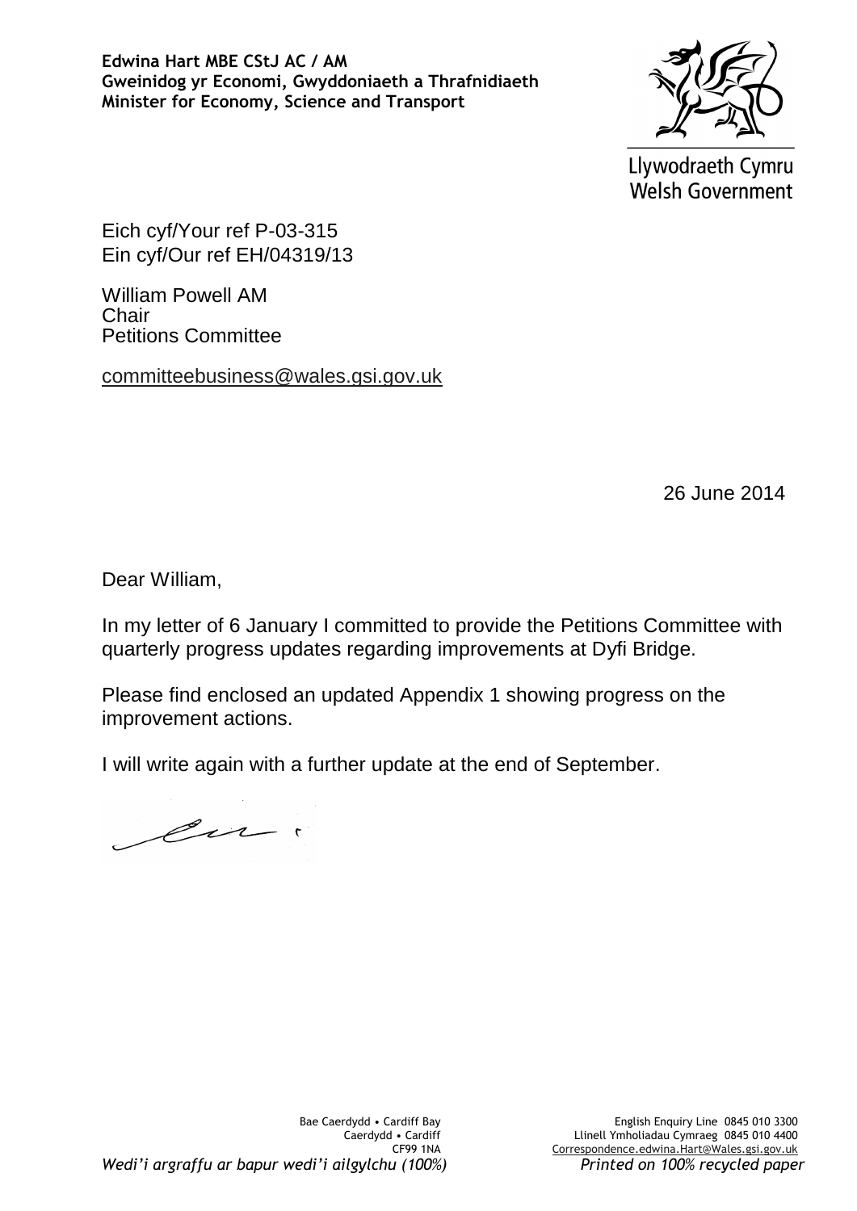**Edwina Hart MBE CStJ AC / AM**
**Gweinidog yr Economi, Gwyddoniaeth a Thrafnidiaeth**
**Minister for Economy, Science and Transport**

Llywodraeth Cymru
Welsh Government

Eich cyf/Your ref P-03-315
Ein cyf/Our ref EH/04319/13

William Powell AM
Chair
Petitions Committee

committeebusiness@wales.gsi.gov.uk

26 June 2014

Dear William,

In my letter of 6 January I committed to provide the Petitions Committee with quarterly progress updates regarding improvements at Dyfi Bridge.

Please find enclosed an updated Appendix 1 showing progress on the improvement actions.

I will write again with a further update at the end of September.

Bae Caerdydd • Cardiff Bay
Caerdydd • Cardiff
CF99 1NA

English Enquiry Line 0845 010 3300
Llinell Ymholiadau Cymraeg 0845 010 4400
Correspondence.edwina.Hart@Wales.gsi.gov.uk

*Wedi'i argraffu ar bapur wedi'i ailgylchu (100%)*

*Printed on 100% recycled paper*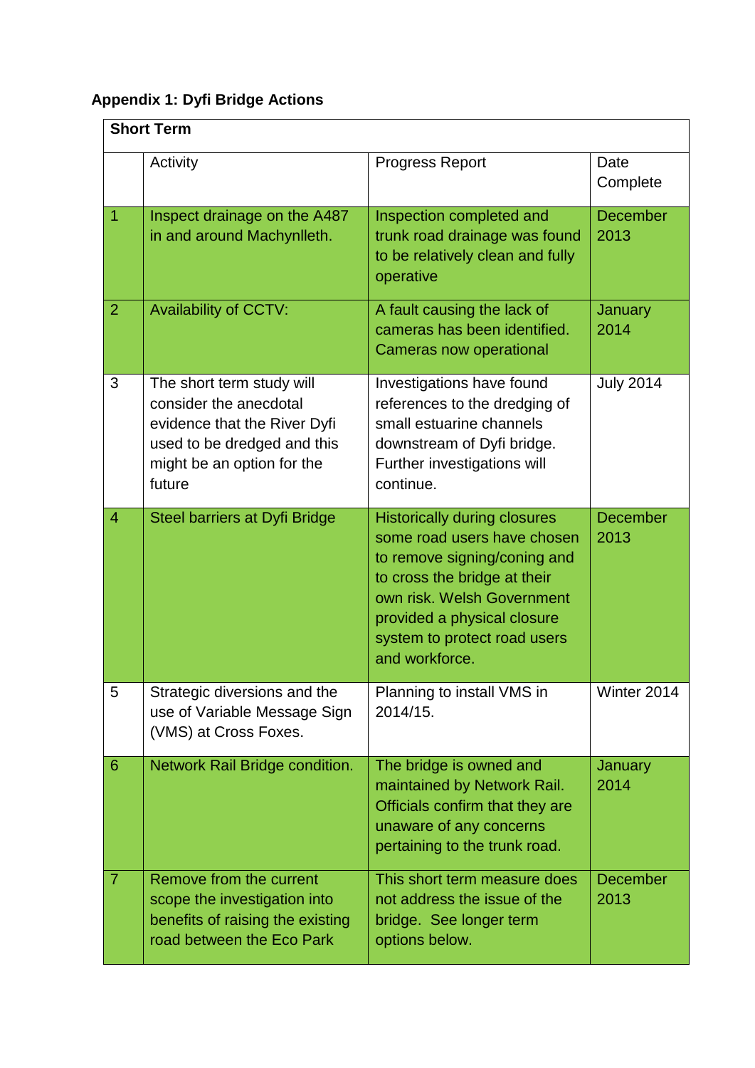**Appendix 1: Dyfi Bridge Actions**

| Short Term | | | |
|---|---|---|---|
| | Activity | Progress Report | Date Complete |
| 1 | Inspect drainage on the A487 in and around Machynlleth. | Inspection completed and trunk road drainage was found to be relatively clean and fully operative | December 2013 |
| 2 | Availability of CCTV: | A fault causing the lack of cameras has been identified. Cameras now operational | January 2014 |
| 3 | The short term study will consider the anecdotal evidence that the River Dyfi used to be dredged and this might be an option for the future | Investigations have found references to the dredging of small estuarine channels downstream of Dyfi bridge. Further investigations will continue. | July 2014 |
| 4 | Steel barriers at Dyfi Bridge | Historically during closures some road users have chosen to remove signing/coning and to cross the bridge at their own risk. Welsh Government provided a physical closure system to protect road users and workforce. | December 2013 |
| 5 | Strategic diversions and the use of Variable Message Sign (VMS) at Cross Foxes. | Planning to install VMS in 2014/15. | Winter 2014 |
| 6 | Network Rail Bridge condition. | The bridge is owned and maintained by Network Rail. Officials confirm that they are unaware of any concerns pertaining to the trunk road. | January 2014 |
| 7 | Remove from the current scope the investigation into benefits of raising the existing road between the Eco Park | This short term measure does not address the issue of the bridge. See longer term options below. | December 2013 |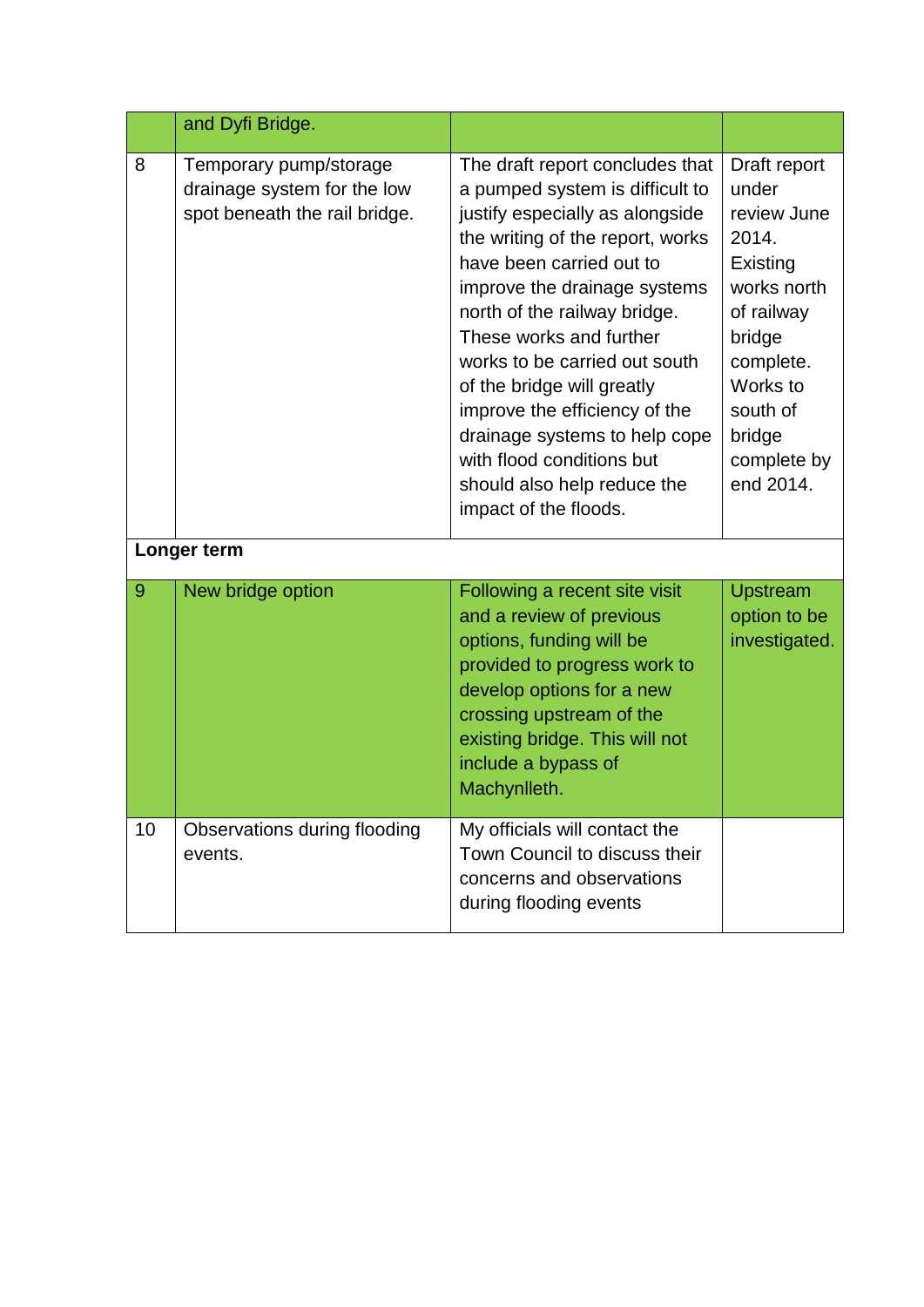| | | | |
|---|---|---|---|
| | and Dyfi Bridge. | | |
| 8 | Temporary pump/storage drainage system for the low spot beneath the rail bridge. | The draft report concludes that a pumped system is difficult to justify especially as alongside the writing of the report, works have been carried out to improve the drainage systems north of the railway bridge. These works and further works to be carried out south of the bridge will greatly improve the efficiency of the drainage systems to help cope with flood conditions but should also help reduce the impact of the floods. | Draft report under review June 2014. Existing works north of railway bridge complete. Works to south of bridge complete by end 2014. |
| **Longer term** | | | |
| 9 | New bridge option | Following a recent site visit and a review of previous options, funding will be provided to progress work to develop options for a new crossing upstream of the existing bridge. This will not include a bypass of Machynlleth. | Upstream option to be investigated. |
| 10 | Observations during flooding events. | My officials will contact the Town Council to discuss their concerns and observations during flooding events | |